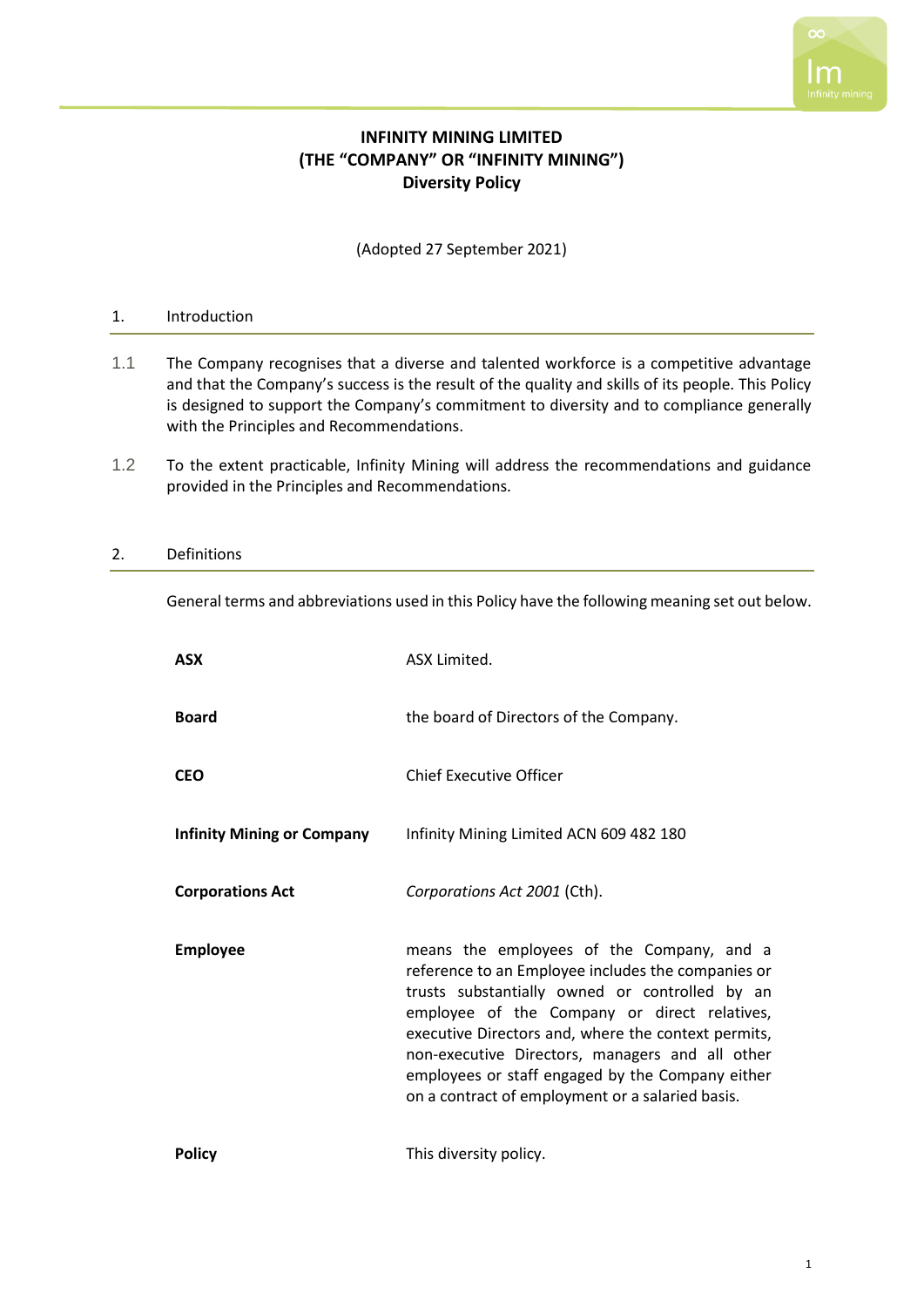# INFINITY MINING LIMITED
# (THE "COMPANY" OR "INFINITY MINING")
# Diversity Policy

(Adopted 27 September 2021)

## 1. Introduction

1.1 The Company recognises that a diverse and talented workforce is a competitive advantage and that the Company's success is the result of the quality and skills of its people. This Policy is designed to support the Company's commitment to diversity and to compliance generally with the Principles and Recommendations.

1.2 To the extent practicable, Infinity Mining will address the recommendations and guidance provided in the Principles and Recommendations.

## 2. Definitions

General terms and abbreviations used in this Policy have the following meaning set out below.

| | |
|---|---|
| **ASX** | ASX Limited. |
| **Board** | the board of Directors of the Company. |
| **CEO** | Chief Executive Officer |
| **Infinity Mining or Company** | Infinity Mining Limited ACN 609 482 180 |
| **Corporations Act** | *Corporations Act 2001* (Cth). |
| **Employee** | means the employees of the Company, and a reference to an Employee includes the companies or trusts substantially owned or controlled by an employee of the Company or direct relatives, executive Directors and, where the context permits, non-executive Directors, managers and all other employees or staff engaged by the Company either on a contract of employment or a salaried basis. |
| **Policy** | This diversity policy. |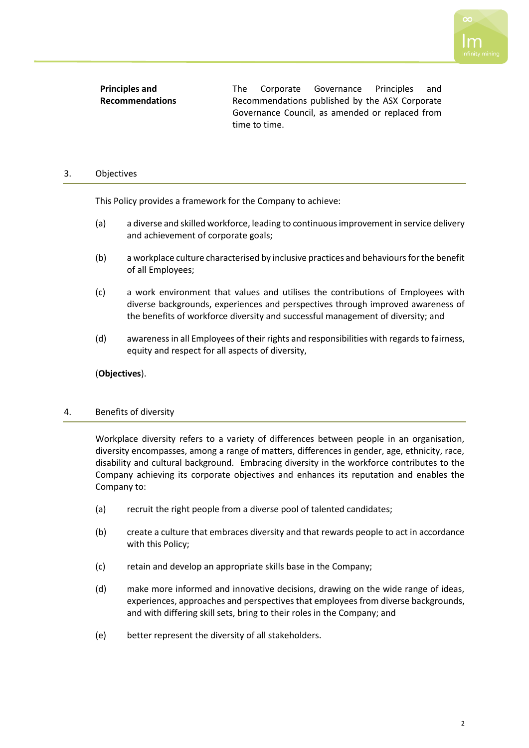| | |
|---|---|
| **Principles and Recommendations** | The Corporate Governance Principles and Recommendations published by the ASX Corporate Governance Council, as amended or replaced from time to time. |

## 3. Objectives

This Policy provides a framework for the Company to achieve:

(a) a diverse and skilled workforce, leading to continuous improvement in service delivery and achievement of corporate goals;

(b) a workplace culture characterised by inclusive practices and behaviours for the benefit of all Employees;

(c) a work environment that values and utilises the contributions of Employees with diverse backgrounds, experiences and perspectives through improved awareness of the benefits of workforce diversity and successful management of diversity; and

(d) awareness in all Employees of their rights and responsibilities with regards to fairness, equity and respect for all aspects of diversity,

(**Objectives**).

## 4. Benefits of diversity

Workplace diversity refers to a variety of differences between people in an organisation, diversity encompasses, among a range of matters, differences in gender, age, ethnicity, race, disability and cultural background. Embracing diversity in the workforce contributes to the Company achieving its corporate objectives and enhances its reputation and enables the Company to:

(a) recruit the right people from a diverse pool of talented candidates;

(b) create a culture that embraces diversity and that rewards people to act in accordance with this Policy;

(c) retain and develop an appropriate skills base in the Company;

(d) make more informed and innovative decisions, drawing on the wide range of ideas, experiences, approaches and perspectives that employees from diverse backgrounds, and with differing skill sets, bring to their roles in the Company; and

(e) better represent the diversity of all stakeholders.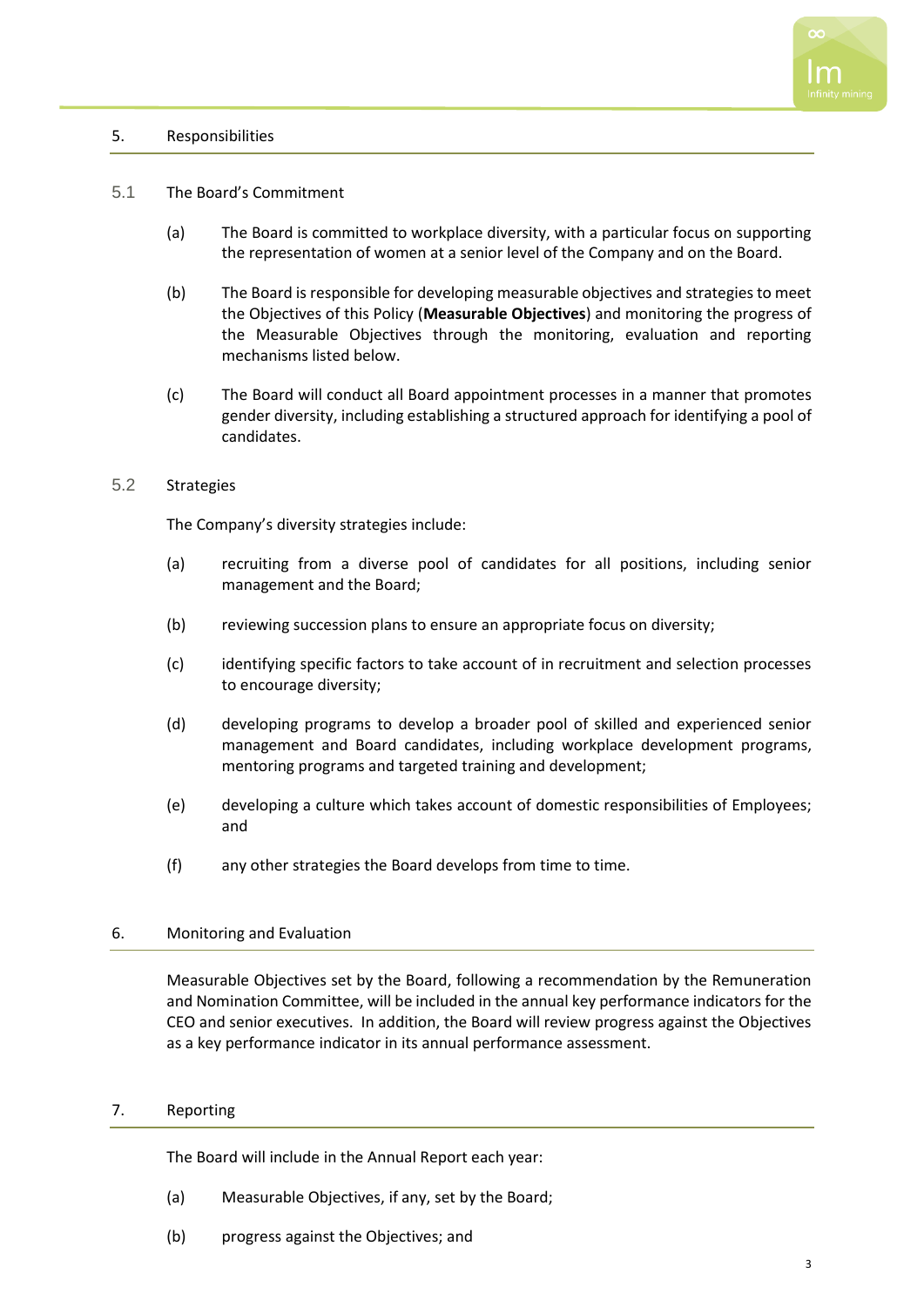## 5. Responsibilities

### 5.1 The Board's Commitment

(a) The Board is committed to workplace diversity, with a particular focus on supporting the representation of women at a senior level of the Company and on the Board.

(b) The Board is responsible for developing measurable objectives and strategies to meet the Objectives of this Policy (**Measurable Objectives**) and monitoring the progress of the Measurable Objectives through the monitoring, evaluation and reporting mechanisms listed below.

(c) The Board will conduct all Board appointment processes in a manner that promotes gender diversity, including establishing a structured approach for identifying a pool of candidates.

### 5.2 Strategies

The Company's diversity strategies include:

(a) recruiting from a diverse pool of candidates for all positions, including senior management and the Board;

(b) reviewing succession plans to ensure an appropriate focus on diversity;

(c) identifying specific factors to take account of in recruitment and selection processes to encourage diversity;

(d) developing programs to develop a broader pool of skilled and experienced senior management and Board candidates, including workplace development programs, mentoring programs and targeted training and development;

(e) developing a culture which takes account of domestic responsibilities of Employees; and

(f) any other strategies the Board develops from time to time.

## 6. Monitoring and Evaluation

Measurable Objectives set by the Board, following a recommendation by the Remuneration and Nomination Committee, will be included in the annual key performance indicators for the CEO and senior executives. In addition, the Board will review progress against the Objectives as a key performance indicator in its annual performance assessment.

## 7. Reporting

The Board will include in the Annual Report each year:

(a) Measurable Objectives, if any, set by the Board;

(b) progress against the Objectives; and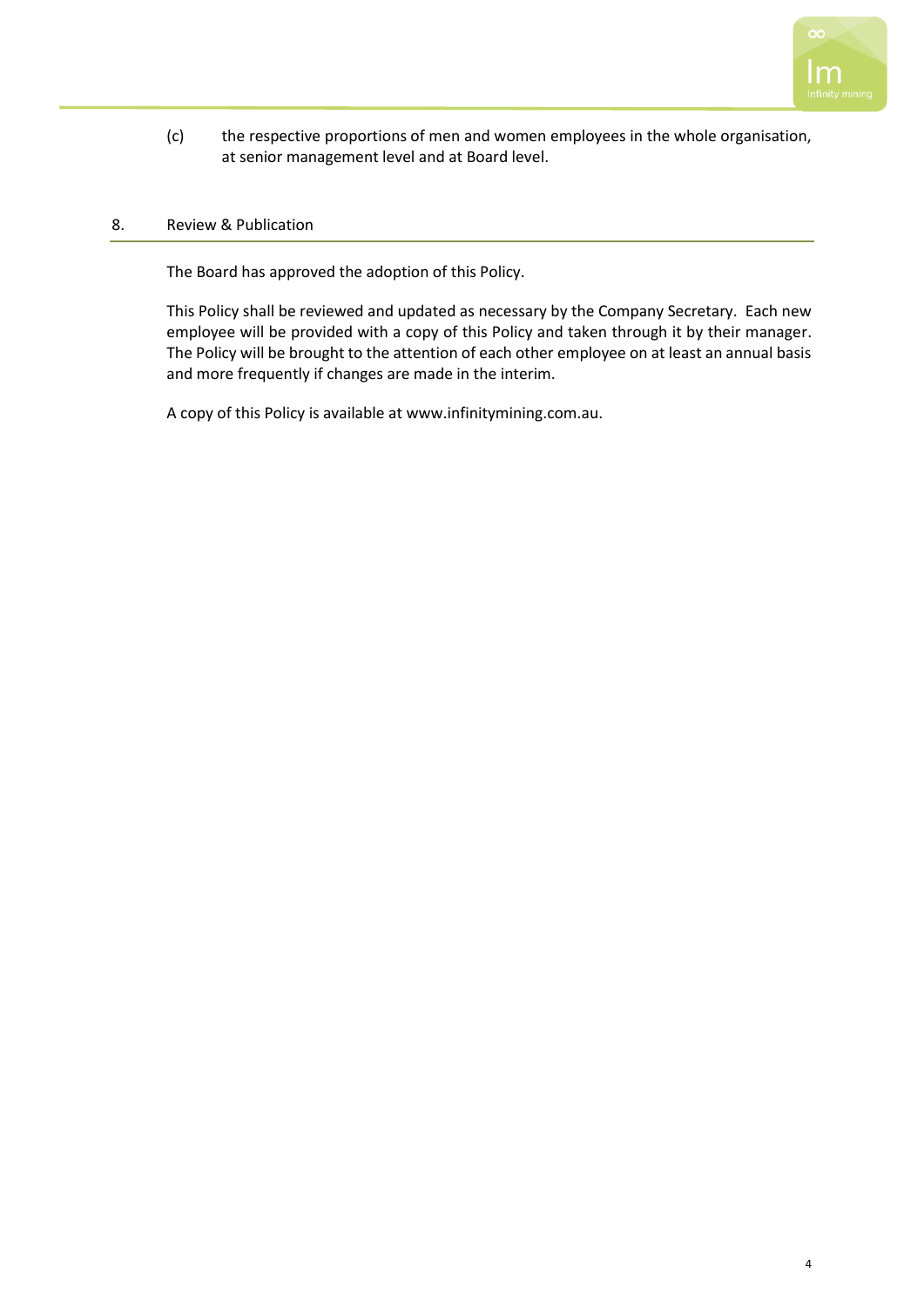(c) the respective proportions of men and women employees in the whole organisation, at senior management level and at Board level.

## 8. Review & Publication

The Board has approved the adoption of this Policy.

This Policy shall be reviewed and updated as necessary by the Company Secretary. Each new employee will be provided with a copy of this Policy and taken through it by their manager. The Policy will be brought to the attention of each other employee on at least an annual basis and more frequently if changes are made in the interim.

A copy of this Policy is available at www.infinitymining.com.au.